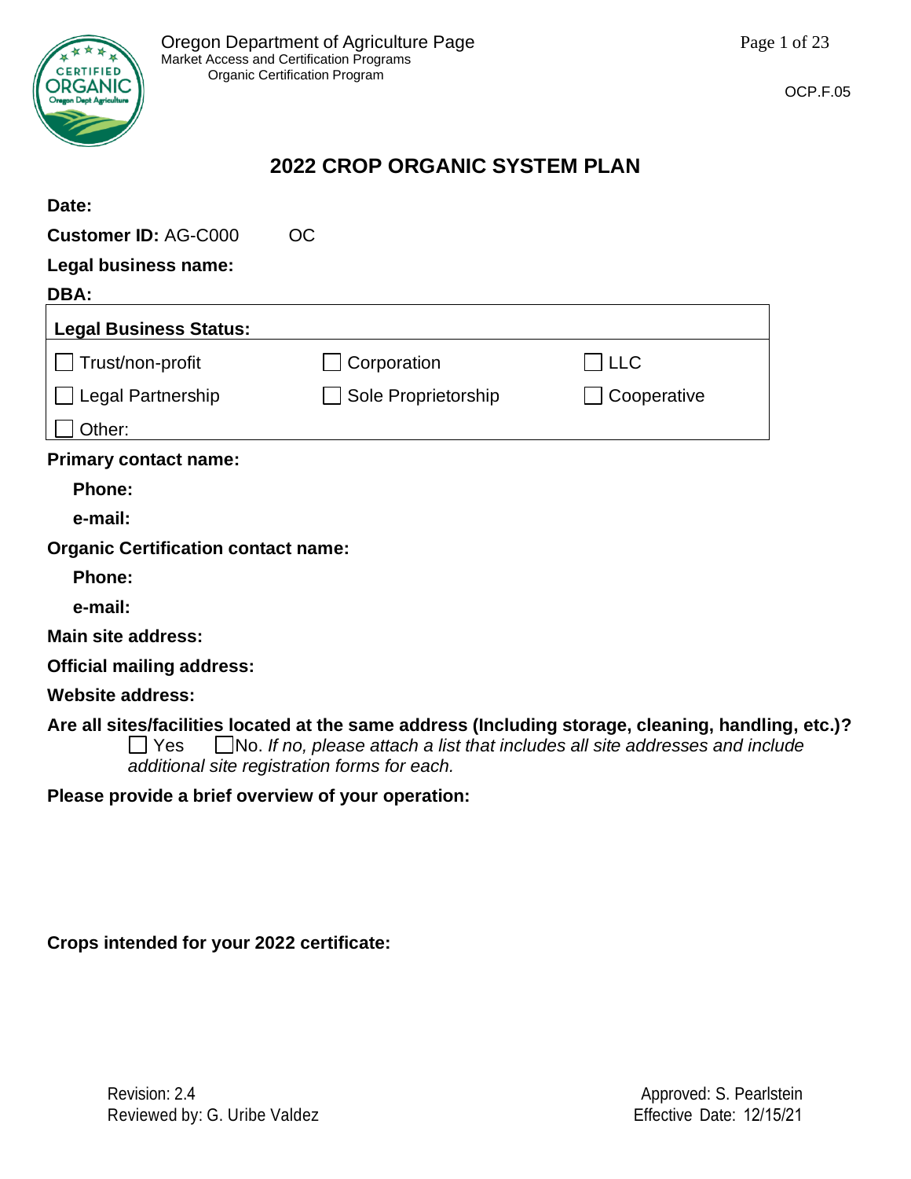Oregon Department of Agriculture Page
Market Access and Certification Programs
Organic Certification Program

OCP.F.05

# 2022 CROP ORGANIC SYSTEM PLAN

**Date:**

**Customer ID:** AG-C000 OC

**Legal business name:**

**DBA:**

| **Legal Business Status:** | | |
|---|---|---|
| ☐ Trust/non-profit | ☐ Corporation | ☐ LLC |
| ☐ Legal Partnership | ☐ Sole Proprietorship | ☐ Cooperative |
| ☐ Other: | | |

**Primary contact name:**

**Phone:**

**e-mail:**

**Organic Certification contact name:**

**Phone:**

**e-mail:**

**Main site address:**

**Official mailing address:**

**Website address:**

**Are all sites/facilities located at the same address (Including storage, cleaning, handling, etc.)?**
☐ Yes ☐ No. *If no, please attach a list that includes all site addresses and include additional site registration forms for each.*

**Please provide a brief overview of your operation:**

**Crops intended for your 2022 certificate:**

Revision: 2.4
Reviewed by: G. Uribe Valdez

Approved: S. Pearlstein
Effective Date: 12/15/21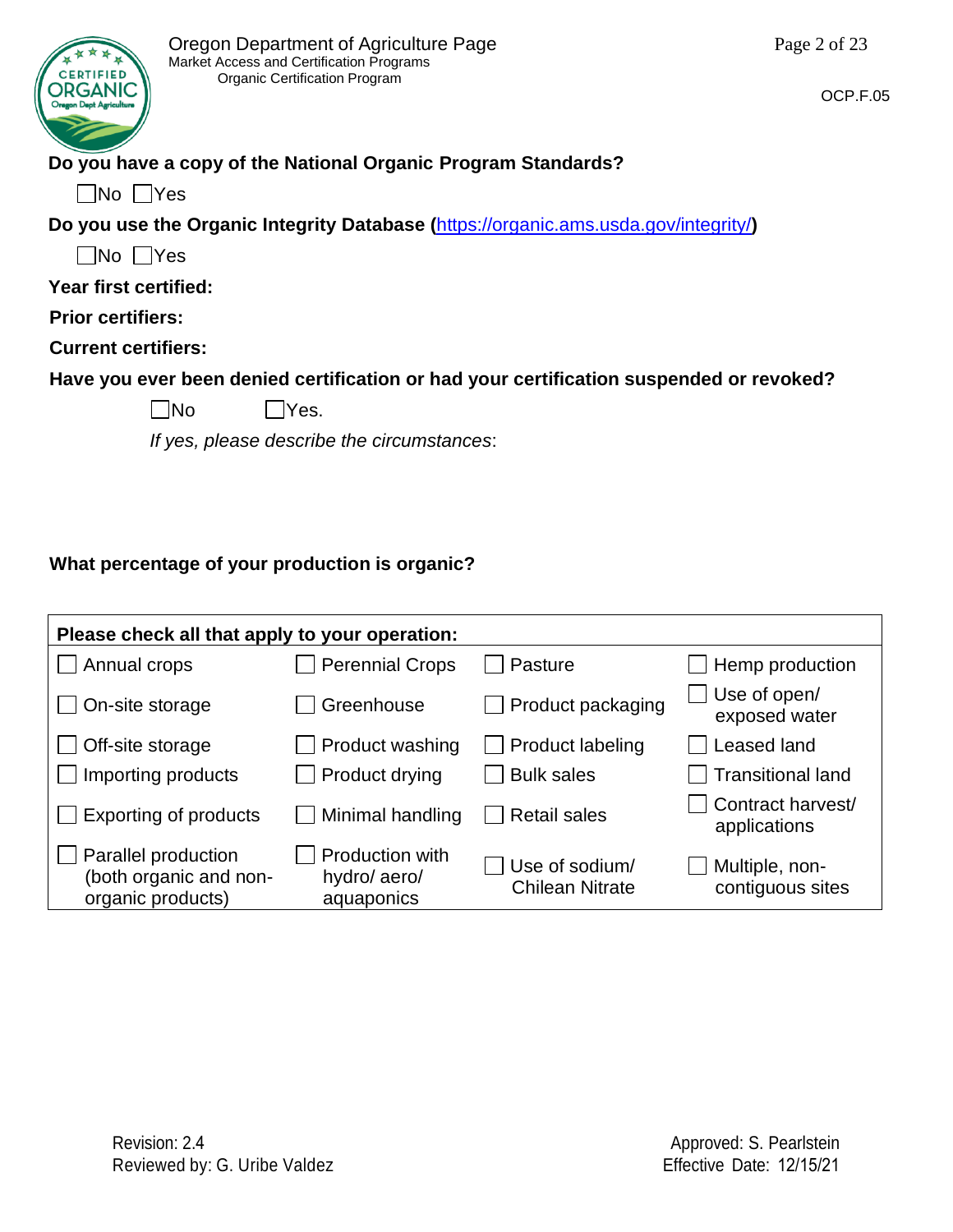**Do you have a copy of the National Organic Program Standards?**

☐No ☐Yes

**Do you use the Organic Integrity Database ([https://organic.ams.usda.gov/integrity/](https://organic.ams.usda.gov/integrity/))**

☐No ☐Yes

**Year first certified:**

**Prior certifiers:**

**Current certifiers:**

**Have you ever been denied certification or had your certification suspended or revoked?**

☐No ☐Yes.

*If yes, please describe the circumstances*:

**What percentage of your production is organic?**

| **Please check all that apply to your operation:** | | | |
|---|---|---|---|
| ☐ Annual crops | ☐ Perennial Crops | ☐ Pasture | ☐ Hemp production |
| ☐ On-site storage | ☐ Greenhouse | ☐ Product packaging | ☐ Use of open/ exposed water |
| ☐ Off-site storage | ☐ Product washing | ☐ Product labeling | ☐ Leased land |
| ☐ Importing products | ☐ Product drying | ☐ Bulk sales | ☐ Transitional land |
| ☐ Exporting of products | ☐ Minimal handling | ☐ Retail sales | ☐ Contract harvest/ applications |
| ☐ Parallel production (both organic and non-organic products) | ☐ Production with hydro/ aero/ aquaponics | ☐ Use of sodium/ Chilean Nitrate | ☐ Multiple, non-contiguous sites |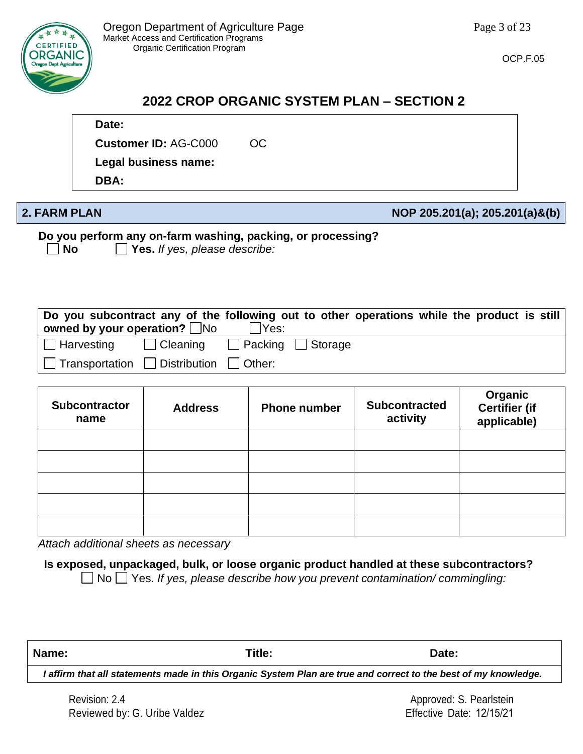# 2022 CROP ORGANIC SYSTEM PLAN – SECTION 2

**Date:**

**Customer ID:** AG-C000 OC

**Legal business name:**

**DBA:**

## 2. FARM PLAN — NOP 205.201(a); 205.201(a)&(b)

**Do you perform any on-farm washing, packing, or processing?**

☐ **No** ☐ **Yes.** *If yes, please describe:*

| Do you subcontract any of the following out to other operations while the product is still owned by your operation? ☐No ☐Yes: | | | |
|---|---|---|---|
| ☐ Harvesting | ☐ Cleaning | ☐ Packing | ☐ Storage |
| ☐ Transportation | ☐ Distribution | ☐ Other: | |

| Subcontractor name | Address | Phone number | Subcontracted activity | Organic Certifier (if applicable) |
|---|---|---|---|---|
| | | | | |
| | | | | |
| | | | | |
| | | | | |
| | | | | |

*Attach additional sheets as necessary*

**Is exposed, unpackaged, bulk, or loose organic product handled at these subcontractors?**

☐ No ☐ Yes. *If yes, please describe how you prevent contamination/ commingling:*

| Name: | Title: | Date: |
|---|---|---|
| ***I affirm that all statements made in this Organic System Plan are true and correct to the best of my knowledge.*** | | |

Revision: 2.4
Reviewed by: G. Uribe Valdez

Approved: S. Pearlstein
Effective Date: 12/15/21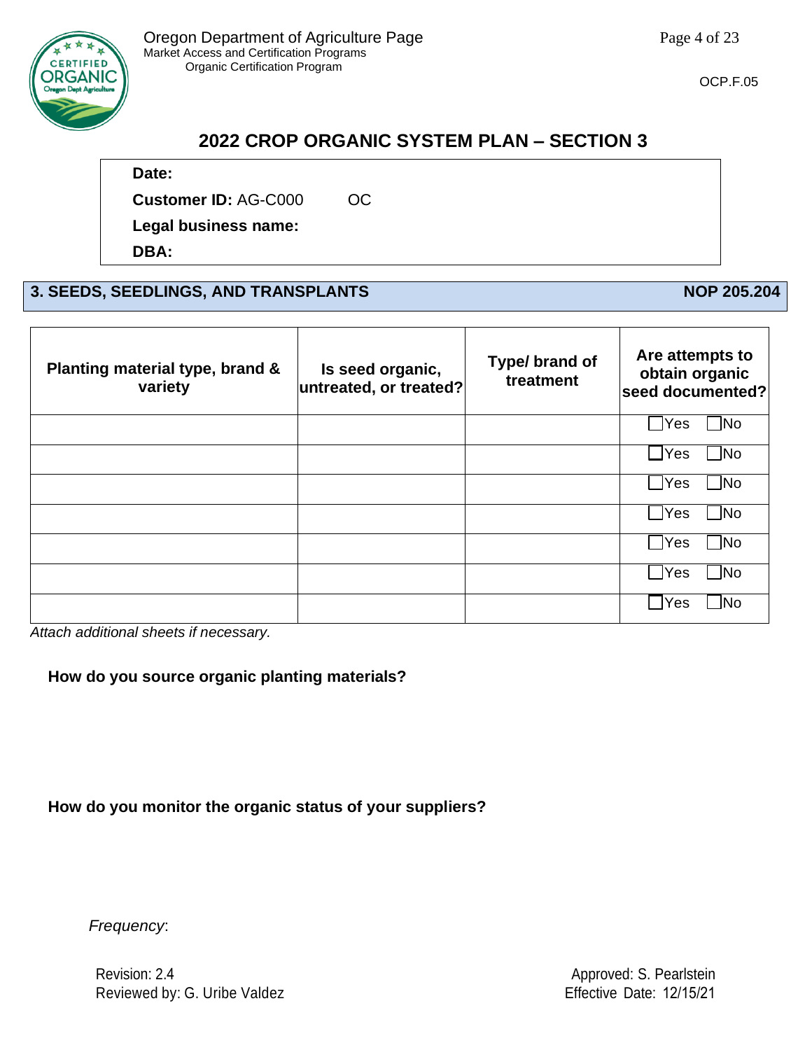## 2022 CROP ORGANIC SYSTEM PLAN – SECTION 3

**Date:**

**Customer ID:** AG-C000 OC

**Legal business name:**

**DBA:**

### 3. SEEDS, SEEDLINGS, AND TRANSPLANTS NOP 205.204

| Planting material type, brand & variety | Is seed organic, untreated, or treated? | Type/ brand of treatment | Are attempts to obtain organic seed documented? |
|---|---|---|---|
| | | | ☐Yes ☐No |
| | | | ☐Yes ☐No |
| | | | ☐Yes ☐No |
| | | | ☐Yes ☐No |
| | | | ☐Yes ☐No |
| | | | ☐Yes ☐No |
| | | | ☐Yes ☐No |

*Attach additional sheets if necessary.*

**How do you source organic planting materials?**

**How do you monitor the organic status of your suppliers?**

*Frequency*:

Revision: 2.4
Reviewed by: G. Uribe Valdez

Approved: S. Pearlstein
Effective Date: 12/15/21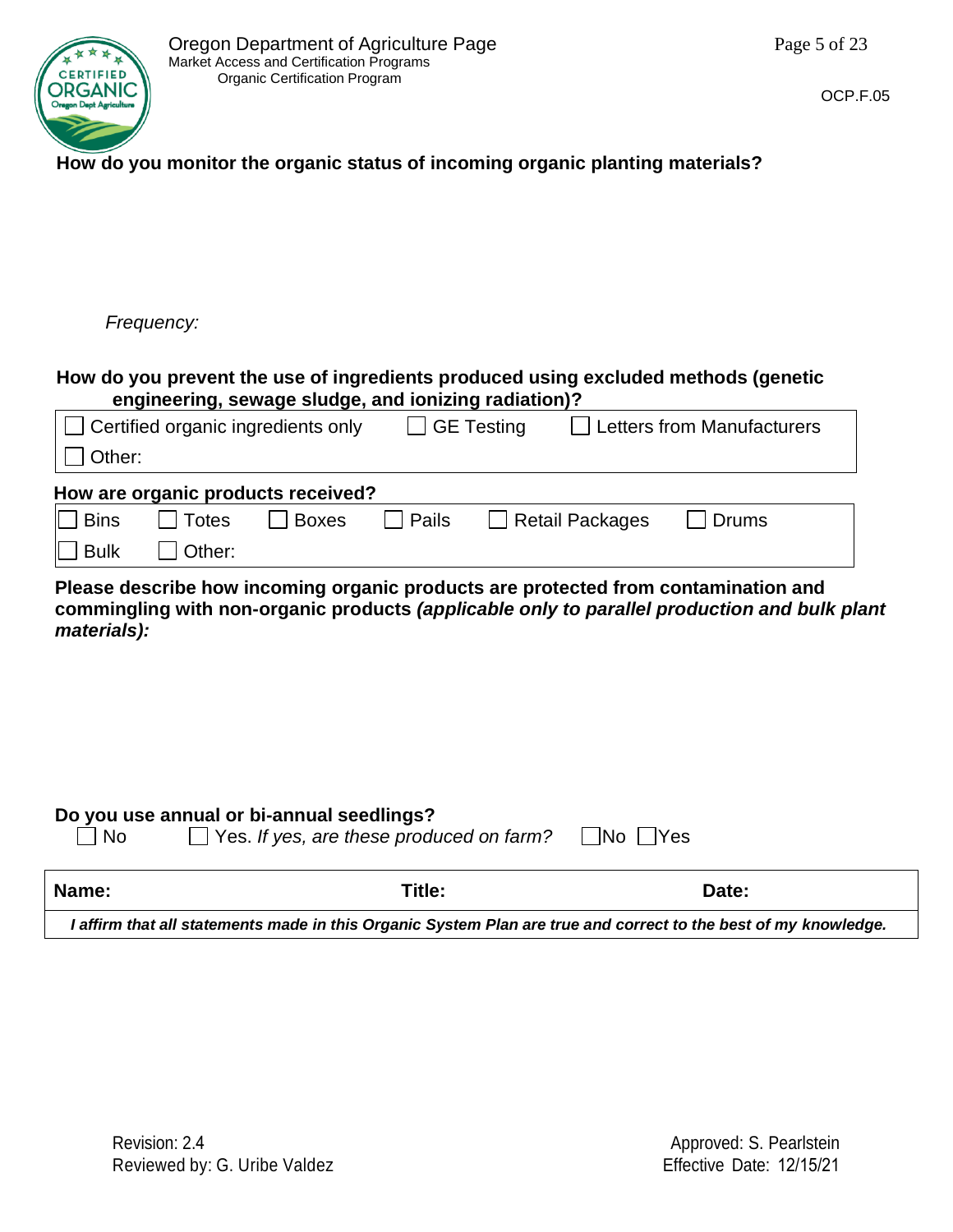**How do you monitor the organic status of incoming organic planting materials?**

*Frequency:*

**How do you prevent the use of ingredients produced using excluded methods (genetic engineering, sewage sludge, and ionizing radiation)?**

| ☐ Certified organic ingredients only | ☐ GE Testing | ☐ Letters from Manufacturers |
|---|---|---|
| ☐ Other: | | |

**How are organic products received?**

| ☐ Bins | ☐ Totes | ☐ Boxes | ☐ Pails | ☐ Retail Packages | ☐ Drums |
|---|---|---|---|---|---|
| ☐ Bulk | ☐ Other: | | | | |

**Please describe how incoming organic products are protected from contamination and commingling with non-organic products *(applicable only to parallel production and bulk plant materials):***

**Do you use annual or bi-annual seedlings?**

☐ No ☐ Yes. *If yes, are these produced on farm?* ☐No ☐Yes

| **Name:** | **Title:** | **Date:** |
|---|---|---|
| ***I affirm that all statements made in this Organic System Plan are true and correct to the best of my knowledge.*** | | |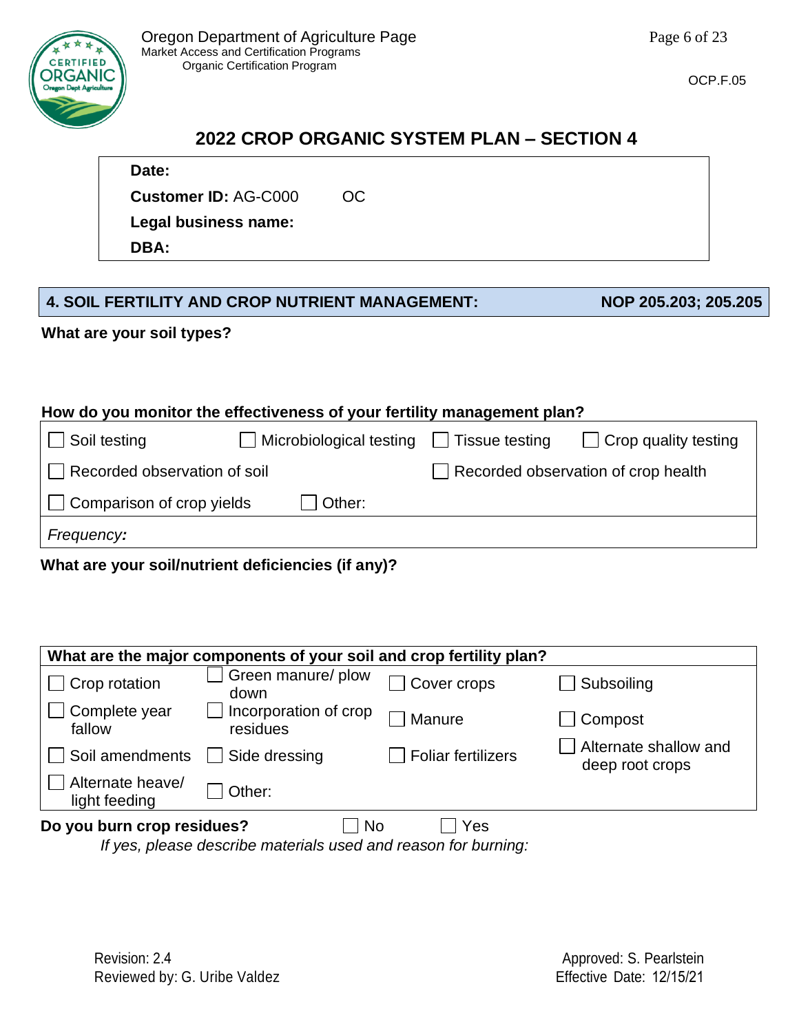## 2022 CROP ORGANIC SYSTEM PLAN – SECTION 4

**Date:**

**Customer ID:** AG-C000 OC

**Legal business name:**

**DBA:**

| 4. SOIL FERTILITY AND CROP NUTRIENT MANAGEMENT: | NOP 205.203; 205.205 |
|---|---|

**What are your soil types?**

**How do you monitor the effectiveness of your fertility management plan?**

| | | | |
|---|---|---|---|
| ☐ Soil testing | ☐ Microbiological testing | ☐ Tissue testing | ☐ Crop quality testing |
| ☐ Recorded observation of soil | | ☐ Recorded observation of crop health | |
| ☐ Comparison of crop yields | ☐ Other: | | |
| *Frequency:* | | | |

**What are your soil/nutrient deficiencies (if any)?**

| What are the major components of your soil and crop fertility plan? | | | |
|---|---|---|---|
| ☐ Crop rotation | ☐ Green manure/ plow down | ☐ Cover crops | ☐ Subsoiling |
| ☐ Complete year fallow | ☐ Incorporation of crop residues | ☐ Manure | ☐ Compost |
| ☐ Soil amendments | ☐ Side dressing | ☐ Foliar fertilizers | ☐ Alternate shallow and deep root crops |
| ☐ Alternate heave/ light feeding | ☐ Other: | | |

**Do you burn crop residues?** ☐ No ☐ Yes

*If yes, please describe materials used and reason for burning:*

Revision: 2.4
Reviewed by: G. Uribe Valdez

Approved: S. Pearlstein
Effective Date: 12/15/21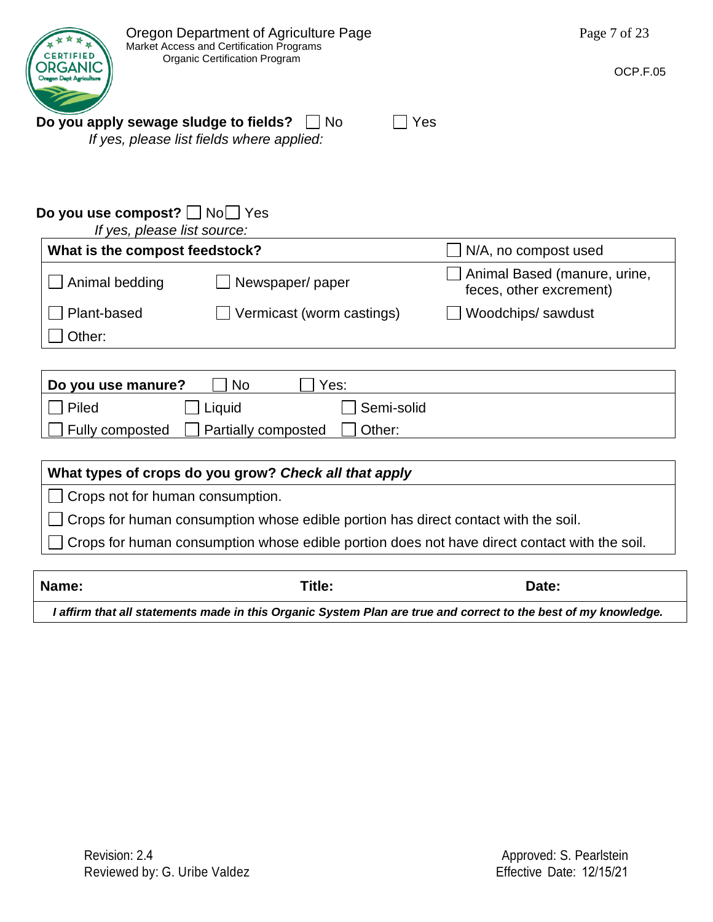**Do you apply sewage sludge to fields?** ☐ No ☐ Yes

*If yes, please list fields where applied:*

**Do you use compost?** ☐ No ☐ Yes

*If yes, please list source:*

| **What is the compost feedstock?** | | ☐ N/A, no compost used |
|---|---|---|
| ☐ Animal bedding | ☐ Newspaper/ paper | ☐ Animal Based (manure, urine, feces, other excrement) |
| ☐ Plant-based | ☐ Vermicast (worm castings) | ☐ Woodchips/ sawdust |
| ☐ Other: | | |

| **Do you use manure?** ☐ No | ☐ Yes: | |
|---|---|---|
| ☐ Piled | ☐ Liquid | ☐ Semi-solid |
| ☐ Fully composted | ☐ Partially composted | ☐ Other: |

| **What types of crops do you grow?** ***Check all that apply*** |
|---|
| ☐ Crops not for human consumption. |
| ☐ Crops for human consumption whose edible portion has direct contact with the soil. |
| ☐ Crops for human consumption whose edible portion does not have direct contact with the soil. |

| **Name:** | **Title:** | **Date:** |
|---|---|---|
| ***I affirm that all statements made in this Organic System Plan are true and correct to the best of my knowledge.*** | | |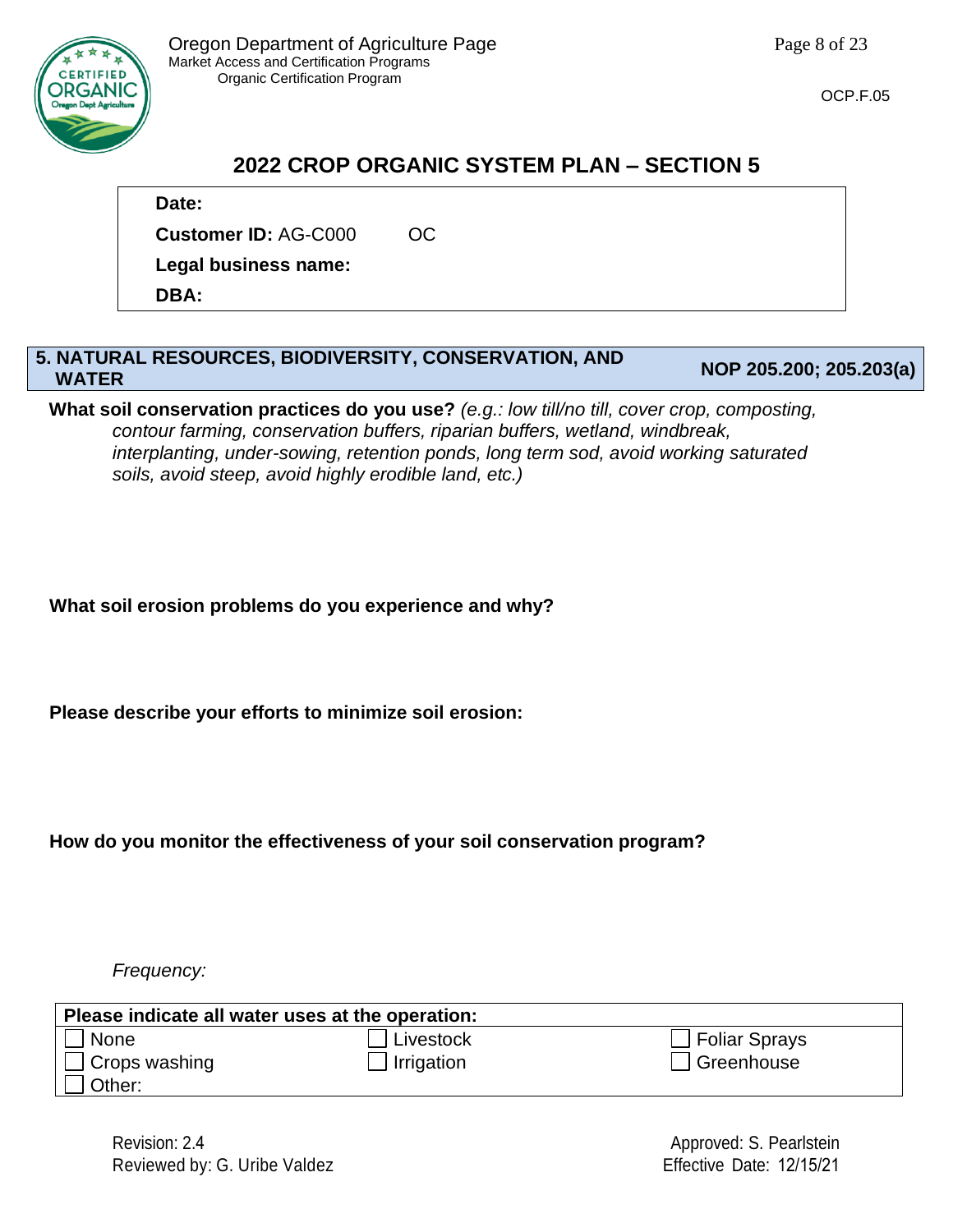## 2022 CROP ORGANIC SYSTEM PLAN – SECTION 5

**Date:**

**Customer ID:** AG-C000 OC

**Legal business name:**

**DBA:**

### 5. NATURAL RESOURCES, BIODIVERSITY, CONSERVATION, AND WATER — NOP 205.200; 205.203(a)

**What soil conservation practices do you use?** *(e.g.: low till/no till, cover crop, composting, contour farming, conservation buffers, riparian buffers, wetland, windbreak, interplanting, under-sowing, retention ponds, long term sod, avoid working saturated soils, avoid steep, avoid highly erodible land, etc.)*

**What soil erosion problems do you experience and why?**

**Please describe your efforts to minimize soil erosion:**

**How do you monitor the effectiveness of your soil conservation program?**

*Frequency:*

| Please indicate all water uses at the operation: | | |
|---|---|---|
| ☐ None | ☐ Livestock | ☐ Foliar Sprays |
| ☐ Crops washing | ☐ Irrigation | ☐ Greenhouse |
| ☐ Other: | | |

Revision: 2.4
Reviewed by: G. Uribe Valdez

Approved: S. Pearlstein
Effective Date: 12/15/21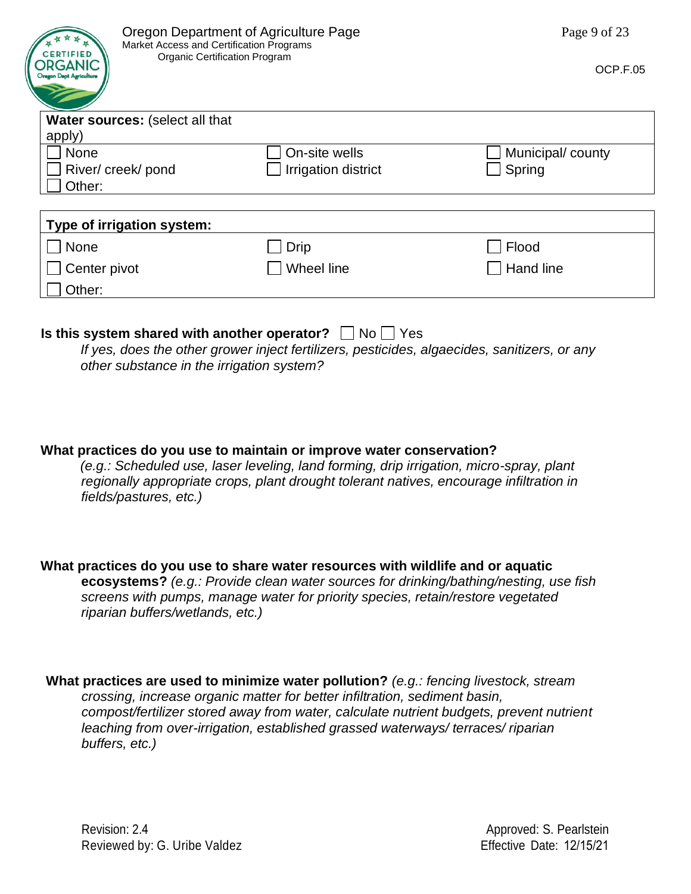| **Water sources:** (select all that apply) | | |
|---|---|---|
| ☐ None | ☐ On-site wells | ☐ Municipal/ county |
| ☐ River/ creek/ pond | ☐ Irrigation district | ☐ Spring |
| ☐ Other: | | |

| **Type of irrigation system:** | | |
|---|---|---|
| ☐ None | ☐ Drip | ☐ Flood |
| ☐ Center pivot | ☐ Wheel line | ☐ Hand line |
| ☐ Other: | | |

**Is this system shared with another operator?** ☐ No ☐ Yes

*If yes, does the other grower inject fertilizers, pesticides, algaecides, sanitizers, or any other substance in the irrigation system?*

**What practices do you use to maintain or improve water conservation?**

*(e.g.: Scheduled use, laser leveling, land forming, drip irrigation, micro-spray, plant regionally appropriate crops, plant drought tolerant natives, encourage infiltration in fields/pastures, etc.)*

**What practices do you use to share water resources with wildlife and or aquatic ecosystems?** *(e.g.: Provide clean water sources for drinking/bathing/nesting, use fish screens with pumps, manage water for priority species, retain/restore vegetated riparian buffers/wetlands, etc.)*

**What practices are used to minimize water pollution?** *(e.g.: fencing livestock, stream crossing, increase organic matter for better infiltration, sediment basin, compost/fertilizer stored away from water, calculate nutrient budgets, prevent nutrient leaching from over-irrigation, established grassed waterways/ terraces/ riparian buffers, etc.)*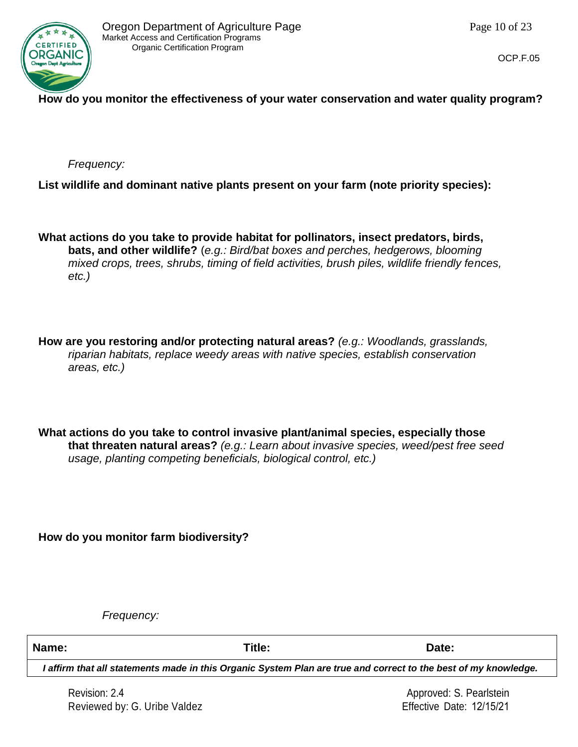**How do you monitor the effectiveness of your water conservation and water quality program?**

*Frequency:*

**List wildlife and dominant native plants present on your farm (note priority species):**

**What actions do you take to provide habitat for pollinators, insect predators, birds, bats, and other wildlife?** (*e.g.: Bird/bat boxes and perches, hedgerows, blooming mixed crops, trees, shrubs, timing of field activities, brush piles, wildlife friendly fences, etc.)*

**How are you restoring and/or protecting natural areas?** *(e.g.: Woodlands, grasslands, riparian habitats, replace weedy areas with native species, establish conservation areas, etc.)*

**What actions do you take to control invasive plant/animal species, especially those that threaten natural areas?** *(e.g.: Learn about invasive species, weed/pest free seed usage, planting competing beneficials, biological control, etc.)*

**How do you monitor farm biodiversity?**

*Frequency:*

| **Name:** | **Title:** | **Date:** |
|---|---|---|
| ***I affirm that all statements made in this Organic System Plan are true and correct to the best of my knowledge.*** | | |

Revision: 2.4
Reviewed by: G. Uribe Valdez

Approved: S. Pearlstein
Effective Date: 12/15/21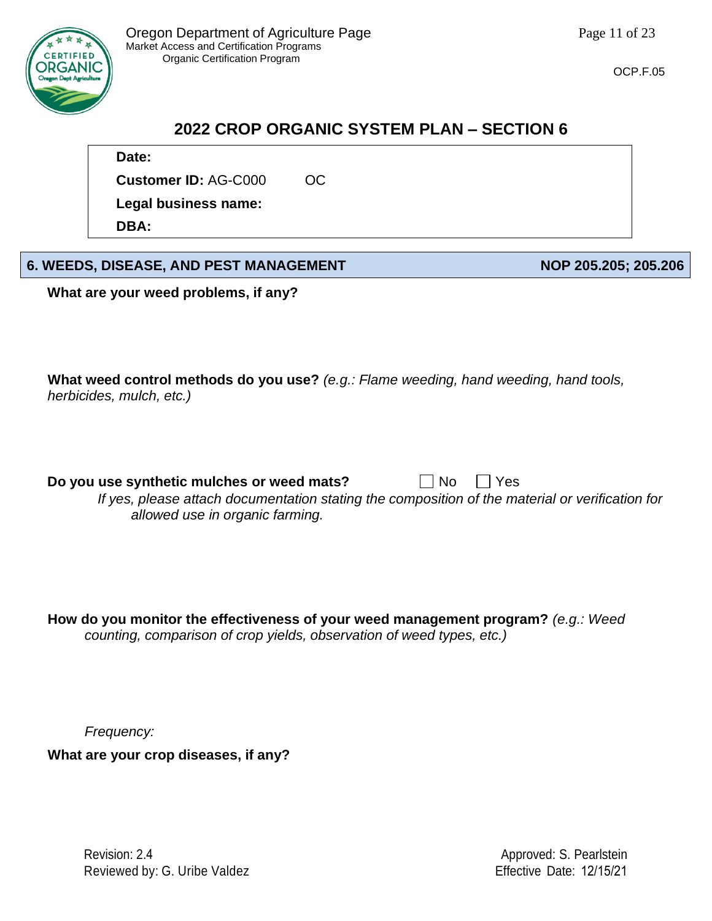## 2022 CROP ORGANIC SYSTEM PLAN – SECTION 6

**Date:**

**Customer ID:** AG-C000 OC

**Legal business name:**

**DBA:**

| 6. WEEDS, DISEASE, AND PEST MANAGEMENT | NOP 205.205; 205.206 |
|---|---|

**What are your weed problems, if any?**

**What weed control methods do you use?** *(e.g.: Flame weeding, hand weeding, hand tools, herbicides, mulch, etc.)*

**Do you use synthetic mulches or weed mats?** ☐ No ☐ Yes

*If yes, please attach documentation stating the composition of the material or verification for allowed use in organic farming.*

**How do you monitor the effectiveness of your weed management program?** *(e.g.: Weed counting, comparison of crop yields, observation of weed types, etc.)*

*Frequency:*

**What are your crop diseases, if any?**

Revision: 2.4
Reviewed by: G. Uribe Valdez

Approved: S. Pearlstein
Effective Date: 12/15/21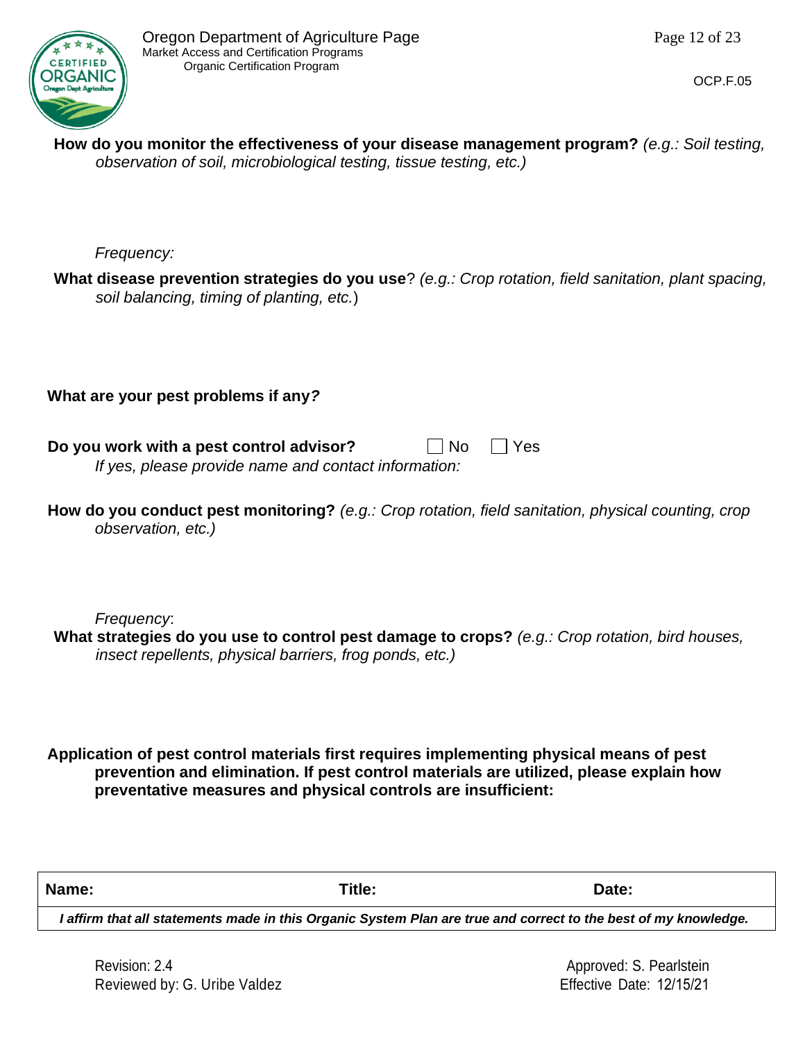**How do you monitor the effectiveness of your disease management program?** *(e.g.: Soil testing, observation of soil, microbiological testing, tissue testing, etc.)*

*Frequency:*

**What disease prevention strategies do you use**? *(e.g.: Crop rotation, field sanitation, plant spacing, soil balancing, timing of planting, etc.*)

**What are your pest problems if any?**

**Do you work with a pest control advisor?** ☐ No ☐ Yes

*If yes, please provide name and contact information:*

**How do you conduct pest monitoring?** *(e.g.: Crop rotation, field sanitation, physical counting, crop observation, etc.)*

*Frequency*:

**What strategies do you use to control pest damage to crops?** *(e.g.: Crop rotation, bird houses, insect repellents, physical barriers, frog ponds, etc.)*

**Application of pest control materials first requires implementing physical means of pest prevention and elimination. If pest control materials are utilized, please explain how preventative measures and physical controls are insufficient:**

| **Name:** | **Title:** | **Date:** |
|---|---|---|
| ***I affirm that all statements made in this Organic System Plan are true and correct to the best of my knowledge.*** | | |

Revision: 2.4
Reviewed by: G. Uribe Valdez

Approved: S. Pearlstein
Effective Date: 12/15/21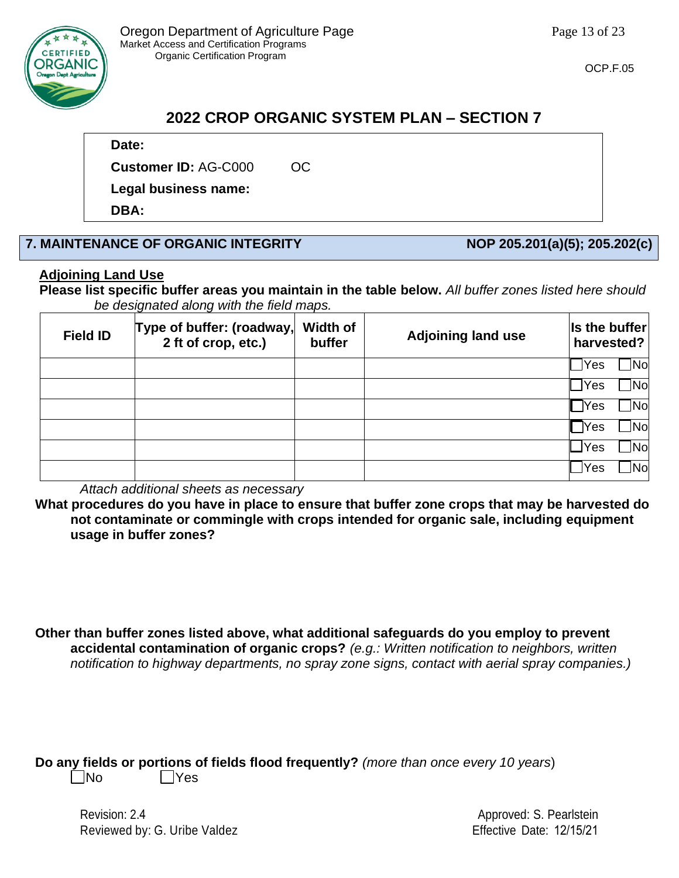# 2022 CROP ORGANIC SYSTEM PLAN – SECTION 7

**Date:**

**Customer ID:** AG-C000 OC

**Legal business name:**

**DBA:**

## 7. MAINTENANCE OF ORGANIC INTEGRITY — NOP 205.201(a)(5); 205.202(c)

**Adjoining Land Use**

**Please list specific buffer areas you maintain in the table below.** *All buffer zones listed here should be designated along with the field maps.*

| Field ID | Type of buffer: (roadway, 2 ft of crop, etc.) | Width of buffer | Adjoining land use | Is the buffer harvested? |
|---|---|---|---|---|
| | | | | ☐Yes ☐No |
| | | | | ☐Yes ☐No |
| | | | | ☐Yes ☐No |
| | | | | ☐Yes ☐No |
| | | | | ☐Yes ☐No |
| | | | | ☐Yes ☐No |

*Attach additional sheets as necessary*

**What procedures do you have in place to ensure that buffer zone crops that may be harvested do not contaminate or commingle with crops intended for organic sale, including equipment usage in buffer zones?**

**Other than buffer zones listed above, what additional safeguards do you employ to prevent accidental contamination of organic crops?** *(e.g.: Written notification to neighbors, written notification to highway departments, no spray zone signs, contact with aerial spray companies.)*

**Do any fields or portions of fields flood frequently?** *(more than once every 10 years)*

☐No ☐Yes

Revision: 2.4
Reviewed by: G. Uribe Valdez

Approved: S. Pearlstein
Effective Date: 12/15/21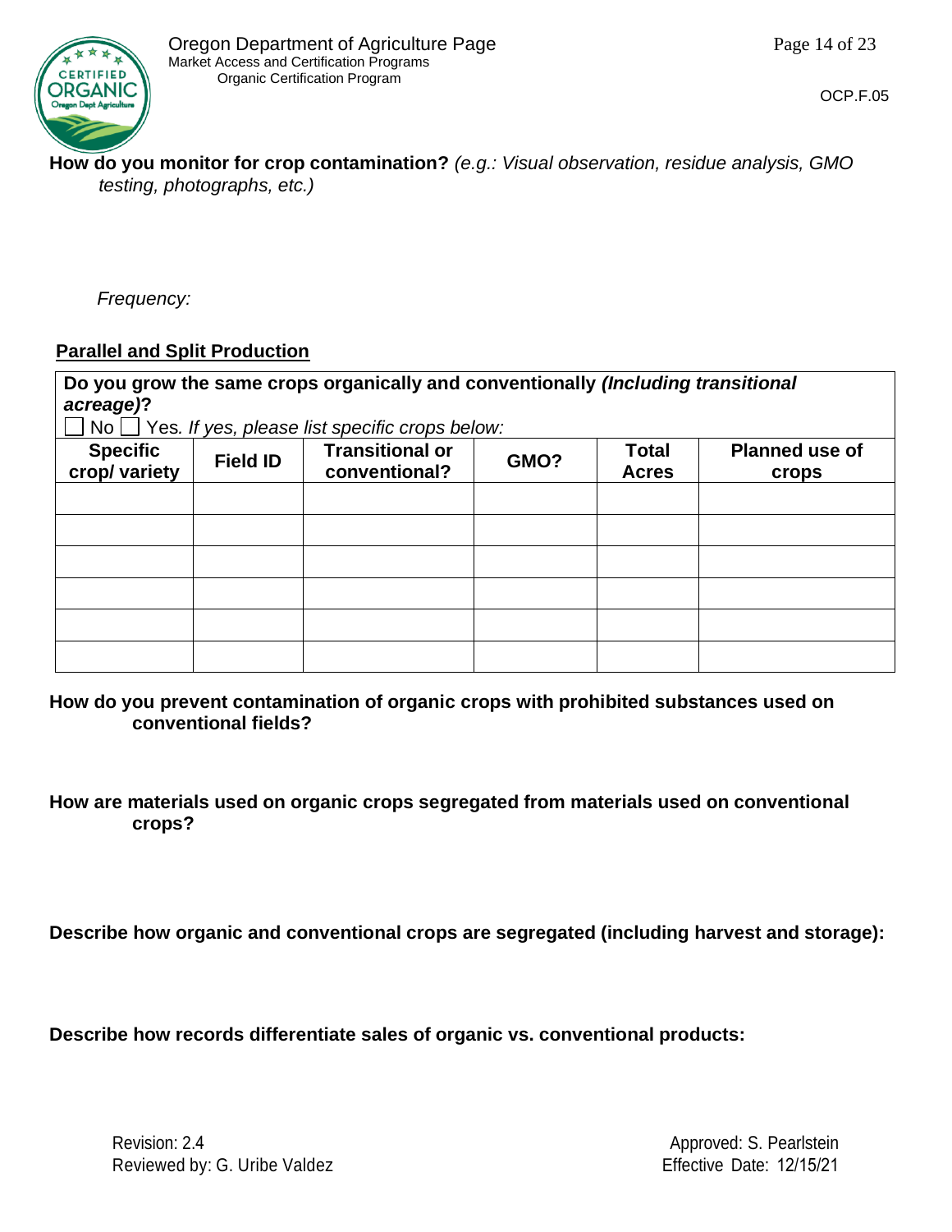**How do you monitor for crop contamination?** *(e.g.: Visual observation, residue analysis, GMO testing, photographs, etc.)*

*Frequency:*

**Parallel and Split Production**

**Do you grow the same crops organically and conventionally *(Including transitional acreage)*?**

☐ No ☐ Yes. *If yes, please list specific crops below:*

| Specific crop/ variety | Field ID | Transitional or conventional? | GMO? | Total Acres | Planned use of crops |
|---|---|---|---|---|---|
| | | | | | |
| | | | | | |
| | | | | | |
| | | | | | |
| | | | | | |
| | | | | | |

**How do you prevent contamination of organic crops with prohibited substances used on conventional fields?**

**How are materials used on organic crops segregated from materials used on conventional crops?**

**Describe how organic and conventional crops are segregated (including harvest and storage):**

**Describe how records differentiate sales of organic vs. conventional products:**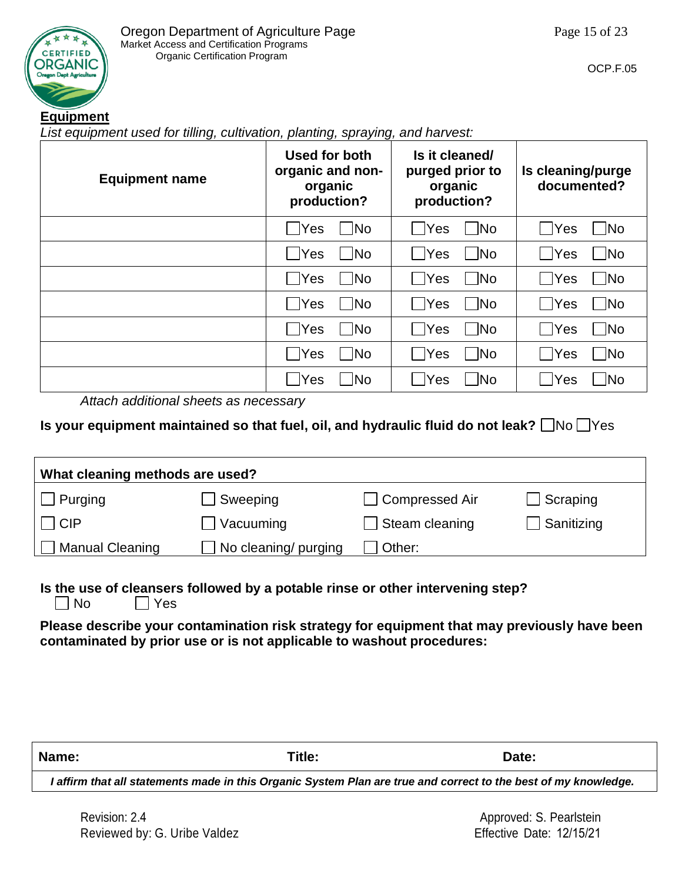## Equipment

*List equipment used for tilling, cultivation, planting, spraying, and harvest:*

| Equipment name | Used for both organic and non-organic production? | Is it cleaned/ purged prior to organic production? | Is cleaning/purge documented? |
|---|---|---|---|
| | ☐Yes ☐No | ☐Yes ☐No | ☐Yes ☐No |
| | ☐Yes ☐No | ☐Yes ☐No | ☐Yes ☐No |
| | ☐Yes ☐No | ☐Yes ☐No | ☐Yes ☐No |
| | ☐Yes ☐No | ☐Yes ☐No | ☐Yes ☐No |
| | ☐Yes ☐No | ☐Yes ☐No | ☐Yes ☐No |
| | ☐Yes ☐No | ☐Yes ☐No | ☐Yes ☐No |
| | ☐Yes ☐No | ☐Yes ☐No | ☐Yes ☐No |

*Attach additional sheets as necessary*

**Is your equipment maintained so that fuel, oil, and hydraulic fluid do not leak?** ☐No ☐Yes

| What cleaning methods are used? | | | |
|---|---|---|---|
| ☐ Purging | ☐ Sweeping | ☐ Compressed Air | ☐ Scraping |
| ☐ CIP | ☐ Vacuuming | ☐ Steam cleaning | ☐ Sanitizing |
| ☐ Manual Cleaning | ☐ No cleaning/ purging | ☐ Other: | |

**Is the use of cleansers followed by a potable rinse or other intervening step?**
☐ No ☐ Yes

**Please describe your contamination risk strategy for equipment that may previously have been contaminated by prior use or is not applicable to washout procedures:**

| Name: | Title: | Date: |
|---|---|---|
| *I affirm that all statements made in this Organic System Plan are true and correct to the best of my knowledge.* | | |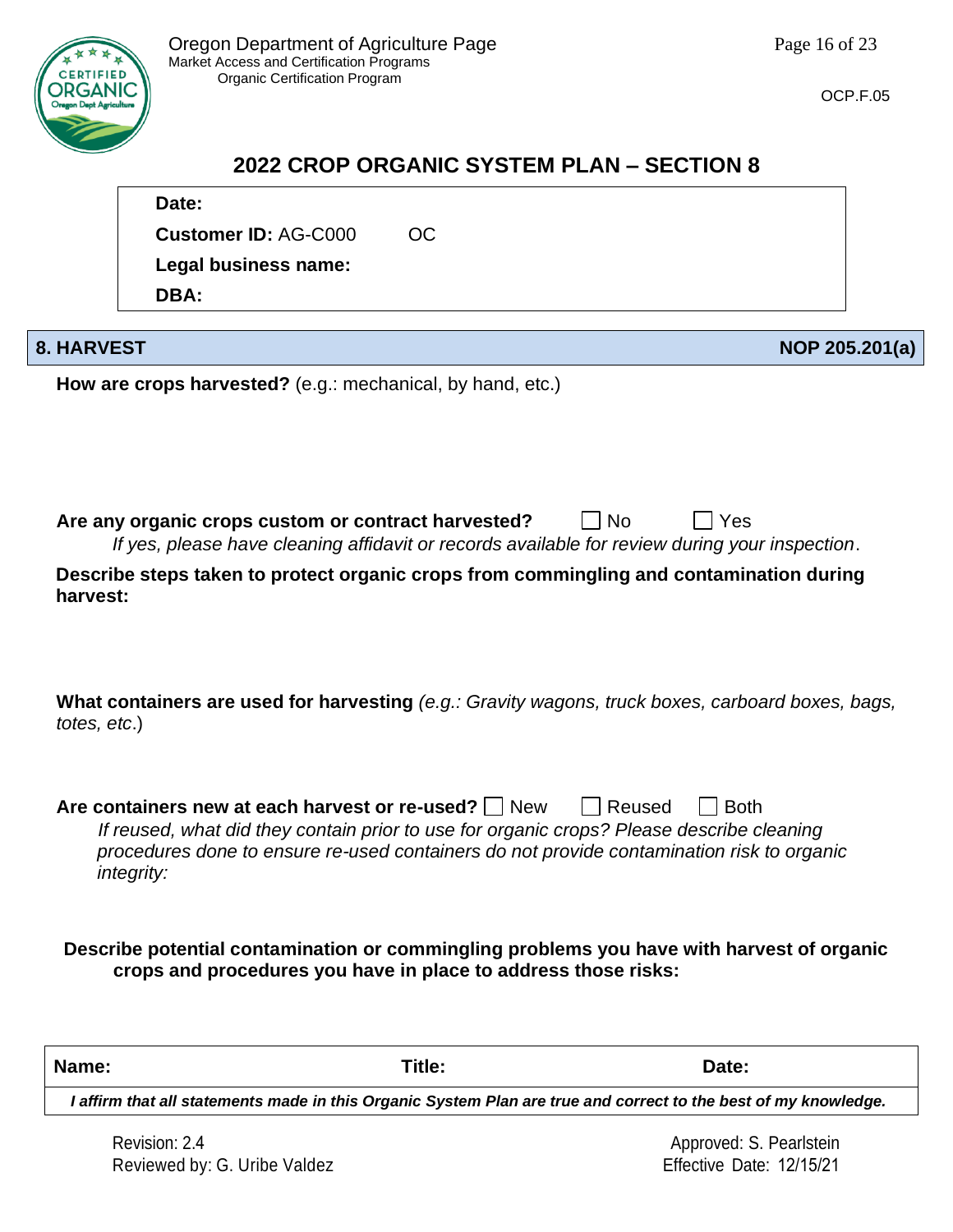## 2022 CROP ORGANIC SYSTEM PLAN – SECTION 8

| |
|---|
| **Date:** |
| **Customer ID:** AG-C000 OC |
| **Legal business name:** |
| **DBA:** |

### 8. HARVEST — NOP 205.201(a)

**How are crops harvested?** (e.g.: mechanical, by hand, etc.)

**Are any organic crops custom or contract harvested?** ☐ No ☐ Yes

*If yes, please have cleaning affidavit or records available for review during your inspection*.

**Describe steps taken to protect organic crops from commingling and contamination during harvest:**

**What containers are used for harvesting** *(e.g.: Gravity wagons, truck boxes, carboard boxes, bags, totes, etc*.)

**Are containers new at each harvest or re-used?** ☐ New ☐ Reused ☐ Both

*If reused, what did they contain prior to use for organic crops? Please describe cleaning procedures done to ensure re-used containers do not provide contamination risk to organic integrity:*

**Describe potential contamination or commingling problems you have with harvest of organic crops and procedures you have in place to address those risks:**

| **Name:** | **Title:** | **Date:** |
|---|---|---|
| ***I affirm that all statements made in this Organic System Plan are true and correct to the best of my knowledge.*** | | |

Revision: 2.4
Reviewed by: G. Uribe Valdez

Approved: S. Pearlstein
Effective Date: 12/15/21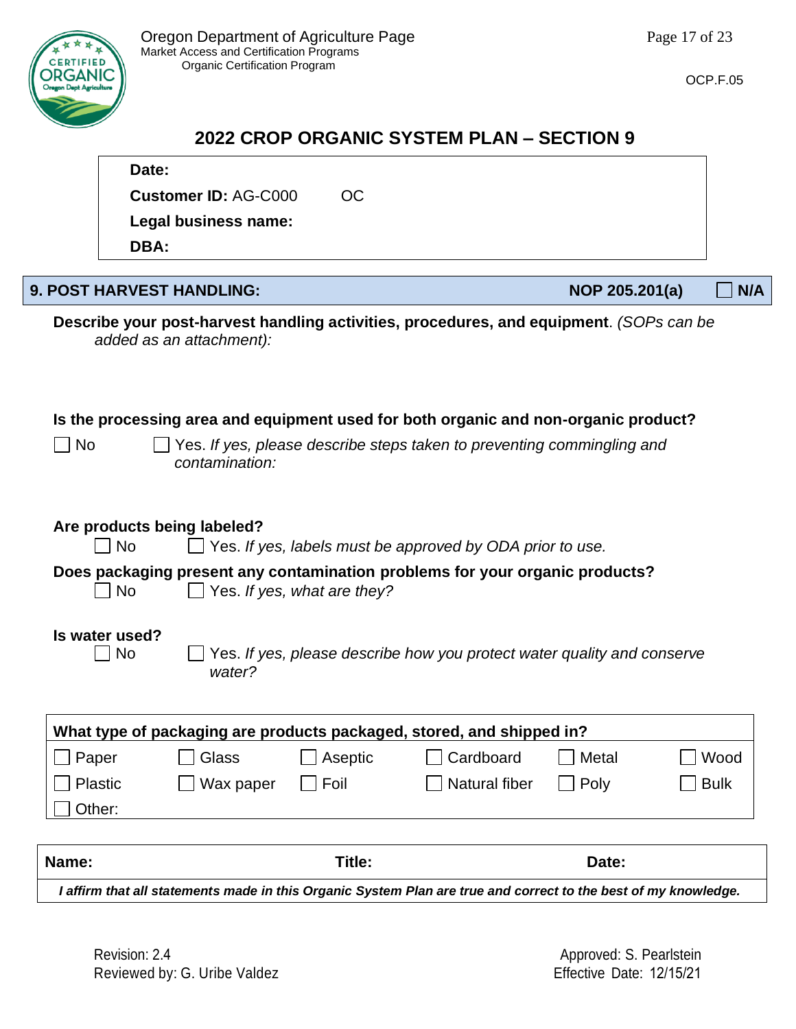# 2022 CROP ORGANIC SYSTEM PLAN – SECTION 9

**Date:**

**Customer ID:** AG-C000 OC

**Legal business name:**

**DBA:**

## 9. POST HARVEST HANDLING: NOP 205.201(a) ☐ N/A

**Describe your post-harvest handling activities, procedures, and equipment**. *(SOPs can be added as an attachment):*

**Is the processing area and equipment used for both organic and non-organic product?**

☐ No ☐ Yes. *If yes, please describe steps taken to preventing commingling and contamination:*

**Are products being labeled?**

☐ No ☐ Yes. *If yes, labels must be approved by ODA prior to use.*

**Does packaging present any contamination problems for your organic products?**

☐ No ☐ Yes. *If yes, what are they?*

**Is water used?**

☐ No ☐ Yes. *If yes, please describe how you protect water quality and conserve water?*

| What type of packaging are products packaged, stored, and shipped in? | | | | | |
|---|---|---|---|---|---|
| ☐ Paper | ☐ Glass | ☐ Aseptic | ☐ Cardboard | ☐ Metal | ☐ Wood |
| ☐ Plastic | ☐ Wax paper | ☐ Foil | ☐ Natural fiber | ☐ Poly | ☐ Bulk |
| ☐ Other: | | | | | |

| Name: | Title: | Date: |
|---|---|---|
| *I affirm that all statements made in this Organic System Plan are true and correct to the best of my knowledge.* | | |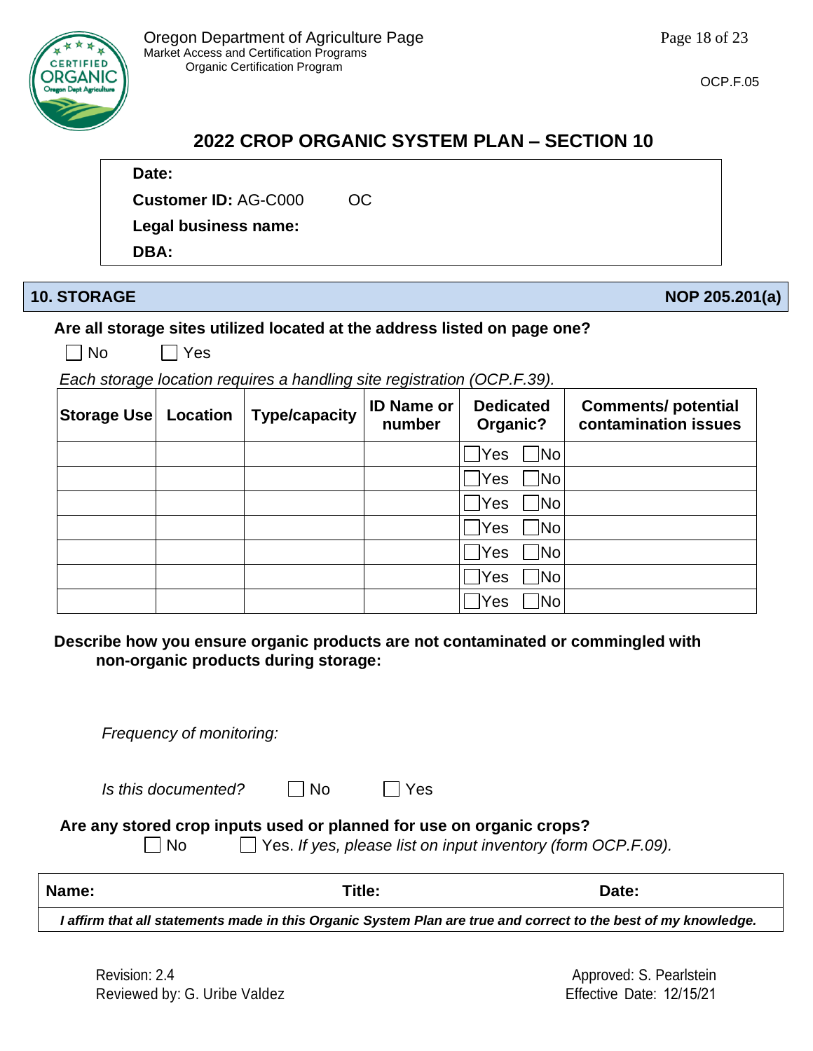Oregon Department of Agriculture Page
Market Access and Certification Programs
Organic Certification Program

OCP.F.05

## 2022 CROP ORGANIC SYSTEM PLAN – SECTION 10

**Date:**
**Customer ID:** AG-C000 OC
**Legal business name:**
**DBA:**

## 10. STORAGE — NOP 205.201(a)

**Are all storage sites utilized located at the address listed on page one?**

☐ No ☐ Yes

*Each storage location requires a handling site registration (OCP.F.39).*

| Storage Use | Location | Type/capacity | ID Name or number | Dedicated Organic? | Comments/ potential contamination issues |
|---|---|---|---|---|---|
| | | | | ☐Yes ☐No | |
| | | | | ☐Yes ☐No | |
| | | | | ☐Yes ☐No | |
| | | | | ☐Yes ☐No | |
| | | | | ☐Yes ☐No | |
| | | | | ☐Yes ☐No | |
| | | | | ☐Yes ☐No | |

**Describe how you ensure organic products are not contaminated or commingled with non-organic products during storage:**

*Frequency of monitoring:*

*Is this documented?* ☐ No ☐ Yes

**Are any stored crop inputs used or planned for use on organic crops?**

☐ No ☐ Yes. *If yes, please list on input inventory (form OCP.F.09).*

| Name: | Title: | Date: |
|---|---|---|
| ***I affirm that all statements made in this Organic System Plan are true and correct to the best of my knowledge.*** | | |

Revision: 2.4
Reviewed by: G. Uribe Valdez

Approved: S. Pearlstein
Effective Date: 12/15/21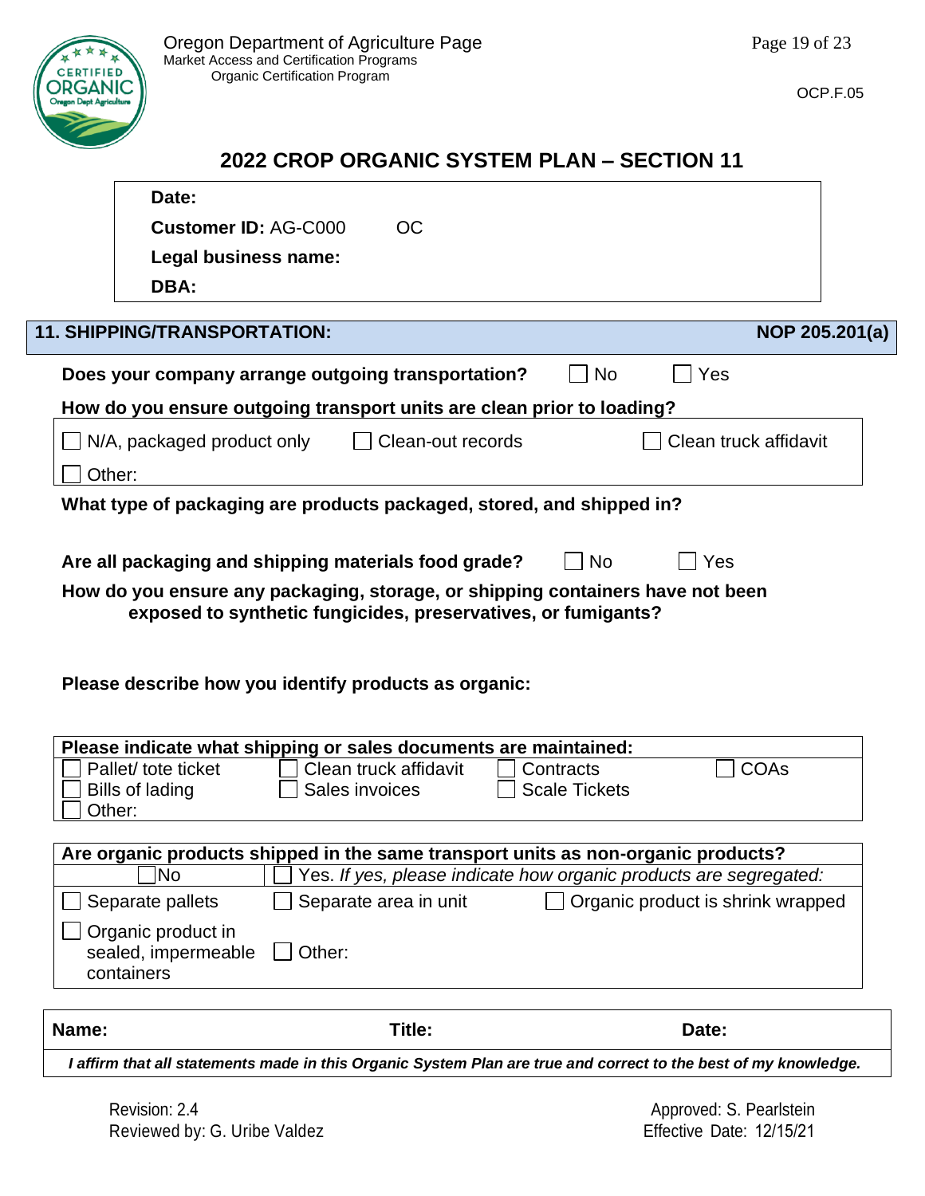Oregon Department of Agriculture Page
Market Access and Certification Programs
Organic Certification Program

OCP.F.05

# 2022 CROP ORGANIC SYSTEM PLAN – SECTION 11

**Date:**

**Customer ID:** AG-C000 OC

**Legal business name:**

**DBA:**

## 11. SHIPPING/TRANSPORTATION: NOP 205.201(a)

**Does your company arrange outgoing transportation?** ☐ No ☐ Yes

**How do you ensure outgoing transport units are clean prior to loading?**

☐ N/A, packaged product only ☐ Clean-out records ☐ Clean truck affidavit

☐ Other:

**What type of packaging are products packaged, stored, and shipped in?**

**Are all packaging and shipping materials food grade?** ☐ No ☐ Yes

**How do you ensure any packaging, storage, or shipping containers have not been exposed to synthetic fungicides, preservatives, or fumigants?**

**Please describe how you identify products as organic:**

**Please indicate what shipping or sales documents are maintained:**

| | | | |
|---|---|---|---|
| ☐ Pallet/ tote ticket | ☐ Clean truck affidavit | ☐ Contracts | ☐ COAs |
| ☐ Bills of lading | ☐ Sales invoices | ☐ Scale Tickets | |
| ☐ Other: | | | |

**Are organic products shipped in the same transport units as non-organic products?**

| ☐ No | ☐ Yes. *If yes, please indicate how organic products are segregated:* | |
|---|---|---|
| ☐ Separate pallets | ☐ Separate area in unit | ☐ Organic product is shrink wrapped |
| ☐ Organic product in sealed, impermeable containers | ☐ Other: | |

| **Name:** | **Title:** | **Date:** |
|---|---|---|
| *I affirm that all statements made in this Organic System Plan are true and correct to the best of my knowledge.* | | |

Revision: 2.4
Reviewed by: G. Uribe Valdez

Approved: S. Pearlstein
Effective Date: 12/15/21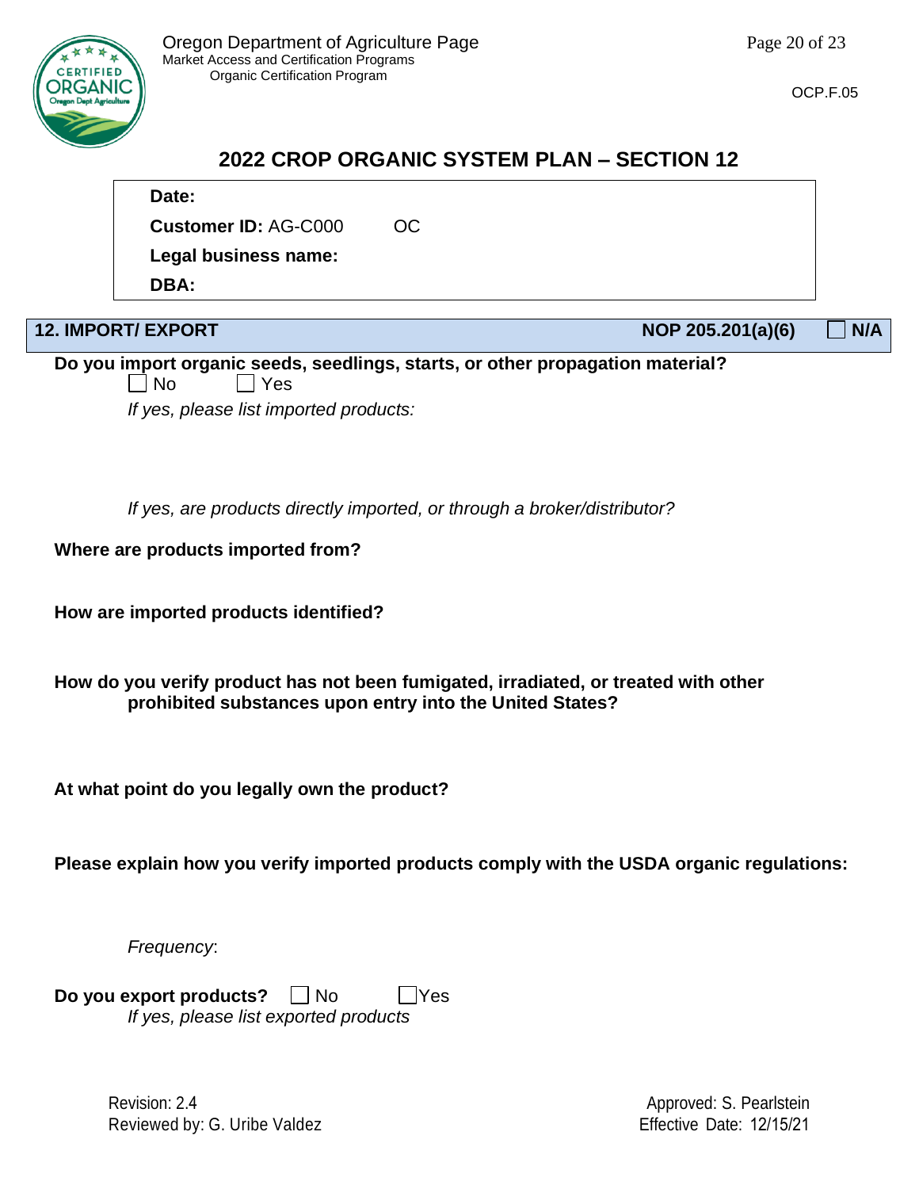## 2022 CROP ORGANIC SYSTEM PLAN – SECTION 12

**Date:**

**Customer ID:** AG-C000 OC

**Legal business name:**

**DBA:**

### 12. IMPORT/ EXPORT — NOP 205.201(a)(6) ☐ N/A

**Do you import organic seeds, seedlings, starts, or other propagation material?**
☐ No ☐ Yes

*If yes, please list imported products:*

*If yes, are products directly imported, or through a broker/distributor?*

**Where are products imported from?**

**How are imported products identified?**

**How do you verify product has not been fumigated, irradiated, or treated with other prohibited substances upon entry into the United States?**

**At what point do you legally own the product?**

**Please explain how you verify imported products comply with the USDA organic regulations:**

*Frequency*:

**Do you export products?** ☐ No ☐ Yes

*If yes, please list exported products*

Revision: 2.4
Reviewed by: G. Uribe Valdez

Approved: S. Pearlstein
Effective Date: 12/15/21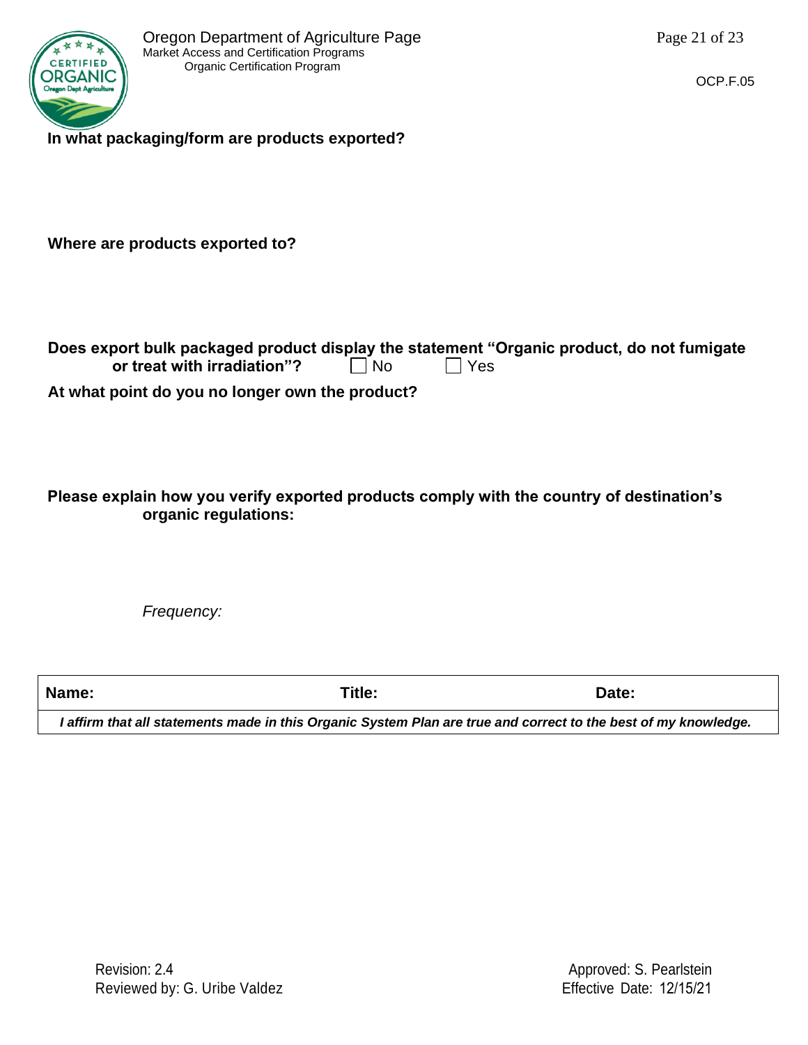**In what packaging/form are products exported?**

**Where are products exported to?**

**Does export bulk packaged product display the statement "Organic product, do not fumigate or treat with irradiation"?** ☐ No ☐ Yes

**At what point do you no longer own the product?**

**Please explain how you verify exported products comply with the country of destination's organic regulations:**

*Frequency:*

| **Name:** | **Title:** | **Date:** |
|---|---|---|
| ***I affirm that all statements made in this Organic System Plan are true and correct to the best of my knowledge.*** | | |

Revision: 2.4
Reviewed by: G. Uribe Valdez

Approved: S. Pearlstein
Effective Date: 12/15/21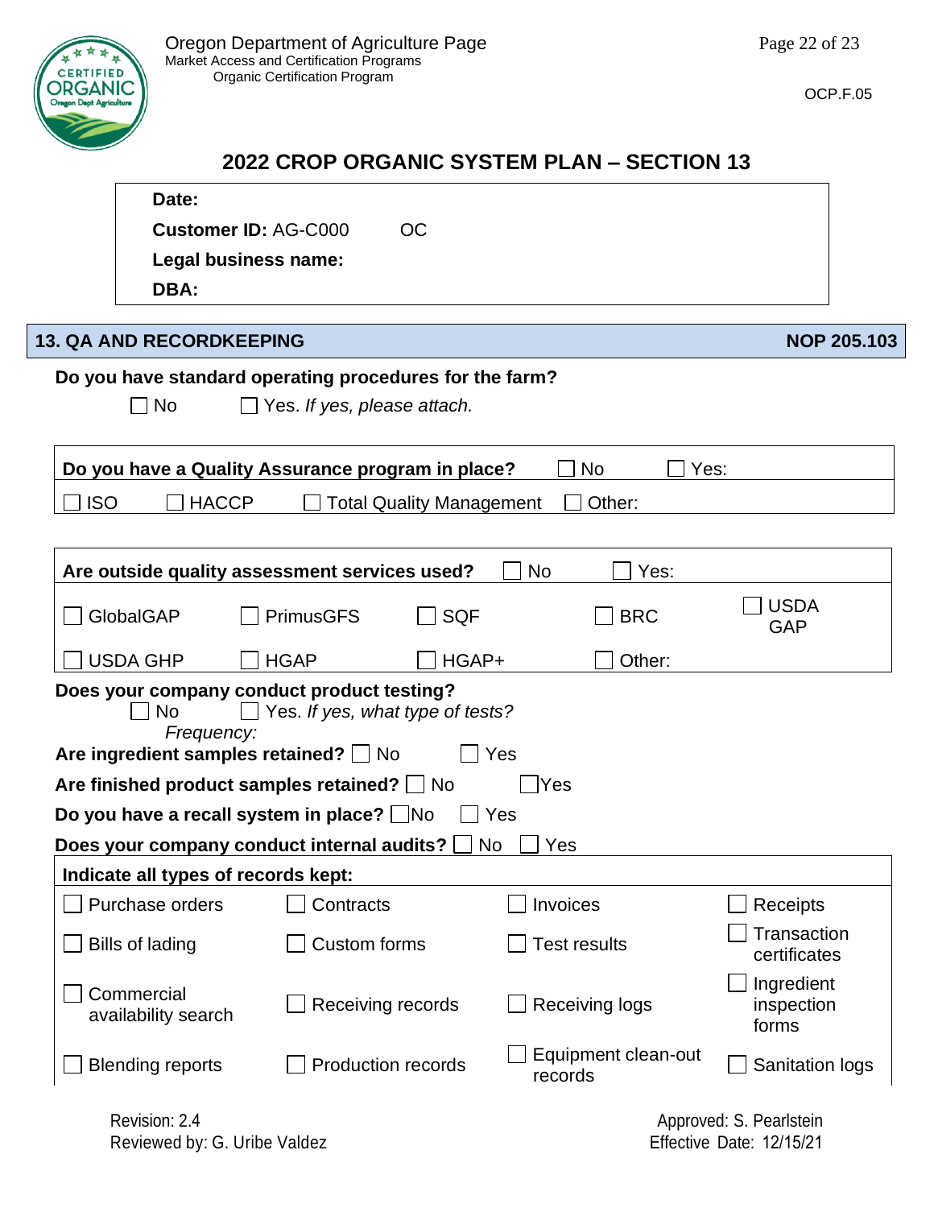# 2022 CROP ORGANIC SYSTEM PLAN – SECTION 13

**Date:**

**Customer ID:** AG-C000 OC

**Legal business name:**

**DBA:**

## 13. QA AND RECORDKEEPING — NOP 205.103

**Do you have standard operating procedures for the farm?**

☐ No ☐ Yes. *If yes, please attach.*

| **Do you have a Quality Assurance program in place?** | | ☐ No | ☐ Yes: |
|---|---|---|---|
| ☐ ISO | ☐ HACCP | ☐ Total Quality Management | ☐ Other: |

| **Are outside quality assessment services used?** | | ☐ No | ☐ Yes: | |
|---|---|---|---|---|
| ☐ GlobalGAP | ☐ PrimusGFS | ☐ SQF | ☐ BRC | ☐ USDA GAP |
| ☐ USDA GHP | ☐ HGAP | ☐ HGAP+ | ☐ Other: | |

**Does your company conduct product testing?**

☐ No ☐ Yes. *If yes, what type of tests?*

*Frequency:*

**Are ingredient samples retained?** ☐ No ☐ Yes

**Are finished product samples retained?** ☐ No ☐ Yes

**Do you have a recall system in place?** ☐ No ☐ Yes

**Does your company conduct internal audits?** ☐ No ☐ Yes

| **Indicate all types of records kept:** | | | |
|---|---|---|---|
| ☐ Purchase orders | ☐ Contracts | ☐ Invoices | ☐ Receipts |
| ☐ Bills of lading | ☐ Custom forms | ☐ Test results | ☐ Transaction certificates |
| ☐ Commercial availability search | ☐ Receiving records | ☐ Receiving logs | ☐ Ingredient inspection forms |
| ☐ Blending reports | ☐ Production records | ☐ Equipment clean-out records | ☐ Sanitation logs |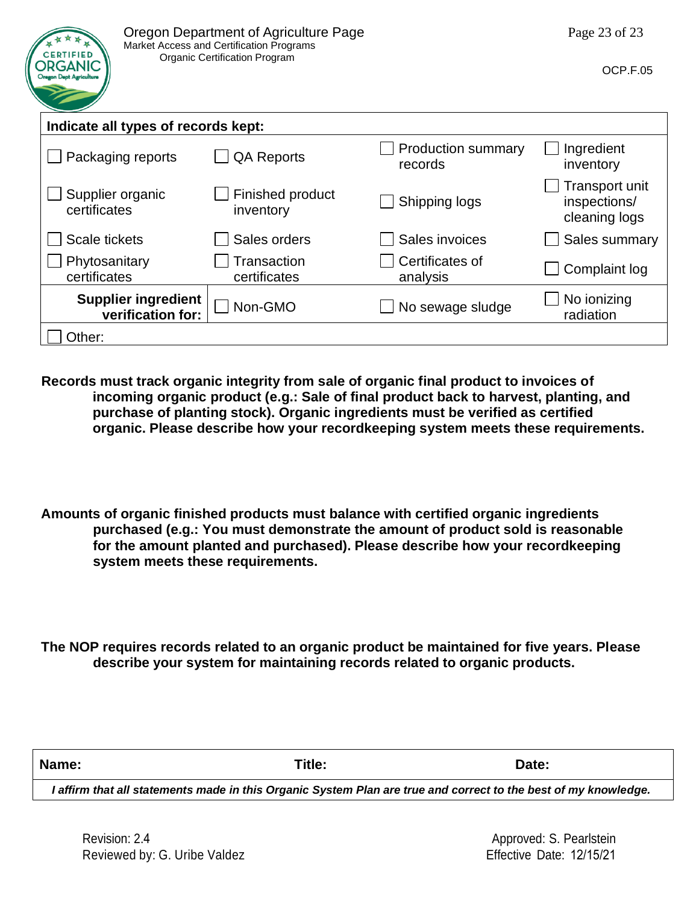| Indicate all types of records kept: | | | |
|---|---|---|---|
| ☐ Packaging reports | ☐ QA Reports | ☐ Production summary records | ☐ Ingredient inventory |
| ☐ Supplier organic certificates | ☐ Finished product inventory | ☐ Shipping logs | ☐ Transport unit inspections/ cleaning logs |
| ☐ Scale tickets | ☐ Sales orders | ☐ Sales invoices | ☐ Sales summary |
| ☐ Phytosanitary certificates | ☐ Transaction certificates | ☐ Certificates of analysis | ☐ Complaint log |
| **Supplier ingredient verification for:** | ☐ Non-GMO | ☐ No sewage sludge | ☐ No ionizing radiation |
| ☐ Other: | | | |

**Records must track organic integrity from sale of organic final product to invoices of incoming organic product (e.g.: Sale of final product back to harvest, planting, and purchase of planting stock). Organic ingredients must be verified as certified organic. Please describe how your recordkeeping system meets these requirements.**

**Amounts of organic finished products must balance with certified organic ingredients purchased (e.g.: You must demonstrate the amount of product sold is reasonable for the amount planted and purchased). Please describe how your recordkeeping system meets these requirements.**

**The NOP requires records related to an organic product be maintained for five years. Please describe your system for maintaining records related to organic products.**

| Name: | Title: | Date: |
|---|---|---|
| ***I affirm that all statements made in this Organic System Plan are true and correct to the best of my knowledge.*** | | |

Revision: 2.4
Reviewed by: G. Uribe Valdez

Approved: S. Pearlstein
Effective Date: 12/15/21